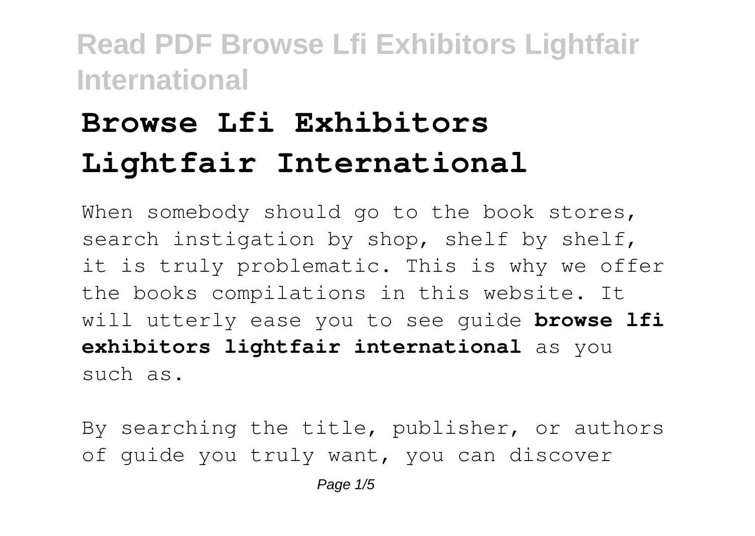# Browse Lfi Exhibitors Lightfair International

When somebody should go to the book stores, search instigation by shop, shelf by shelf, it is truly problematic. This is why we offer the books compilations in this website. It will utterly ease you to see guide **browse lfi exhibitors lightfair international** as you such as.

By searching the title, publisher, or authors of guide you truly want, you can discover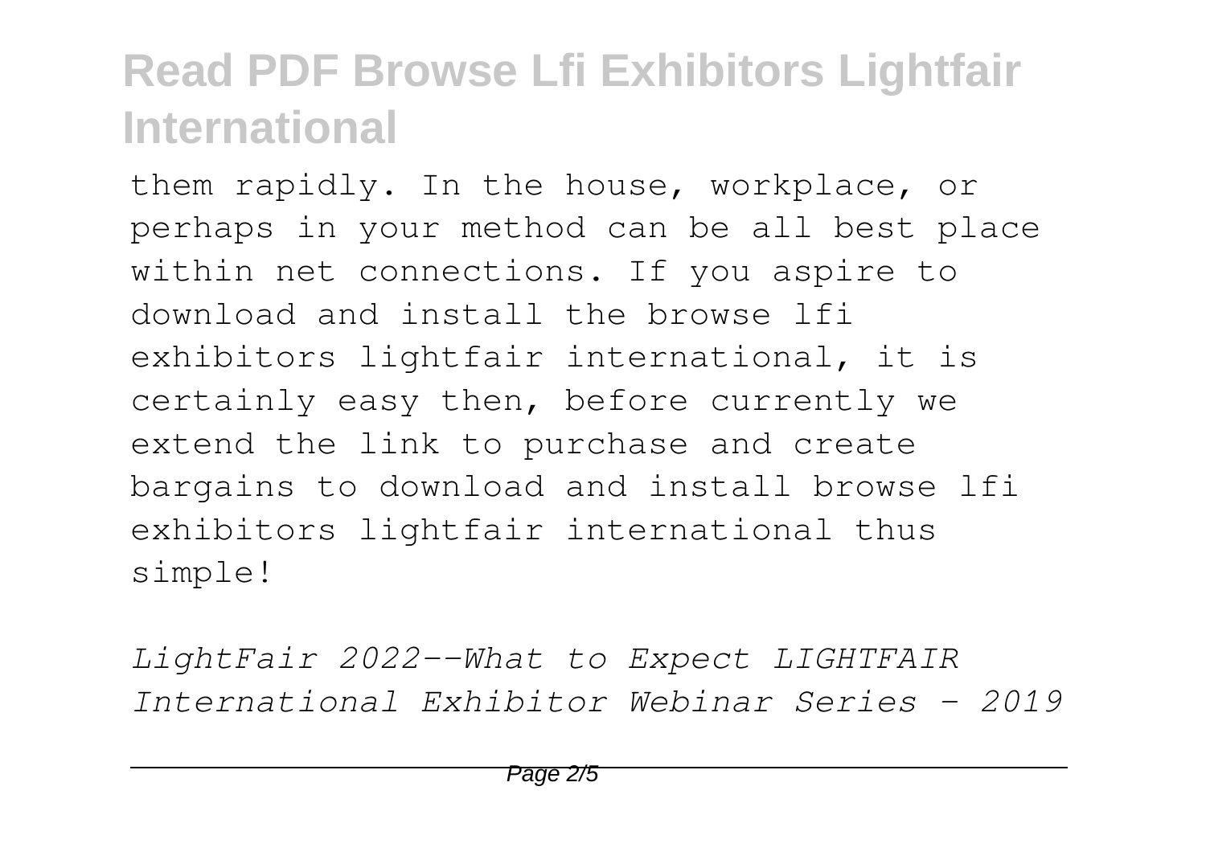them rapidly. In the house, workplace, or perhaps in your method can be all best place within net connections. If you aspire to download and install the browse lfi exhibitors lightfair international, it is certainly easy then, before currently we extend the link to purchase and create bargains to download and install browse lfi exhibitors lightfair international thus simple!

*LightFair 2022--What to Expect LIGHTFAIR International Exhibitor Webinar Series - 2019*

---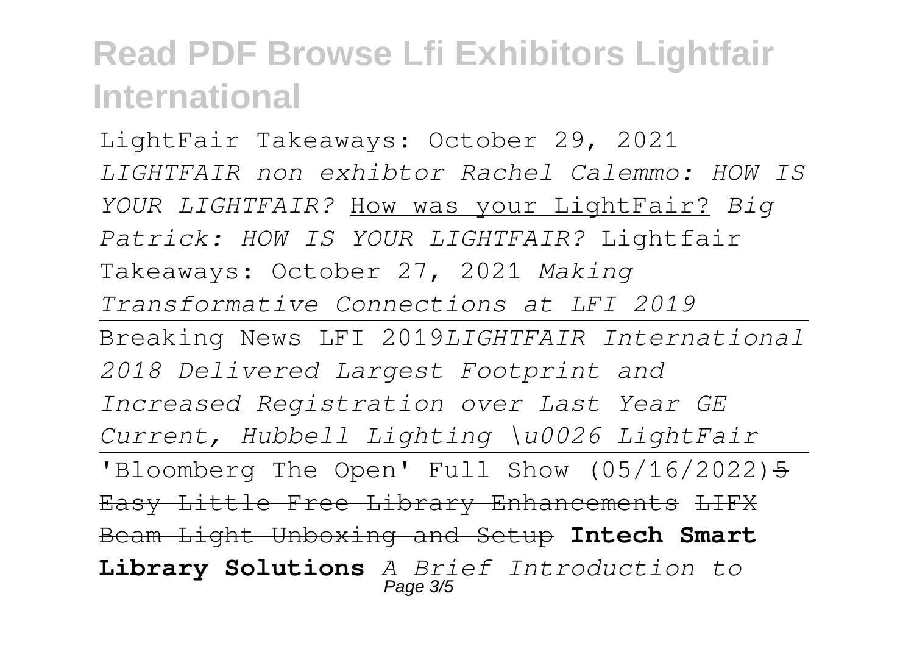LightFair Takeaways: October 29, 2021 *LIGHTFAIR non exhibtor Rachel Calemmo: HOW IS YOUR LIGHTFAIR?* How was your LightFair? *Big Patrick: HOW IS YOUR LIGHTFAIR?* Lightfair Takeaways: October 27, 2021 *Making Transformative Connections at LFI 2019*

Breaking News LFI 2019*LIGHTFAIR International 2018 Delivered Largest Footprint and Increased Registration over Last Year GE Current, Hubbell Lighting \u0026 LightFair*

'Bloomberg The Open' Full Show (05/16/2022)~~5 Easy Little Free Library Enhancements~~ ~~LIFX Beam Light Unboxing and Setup~~ **Intech Smart Library Solutions** *A Brief Introduction to*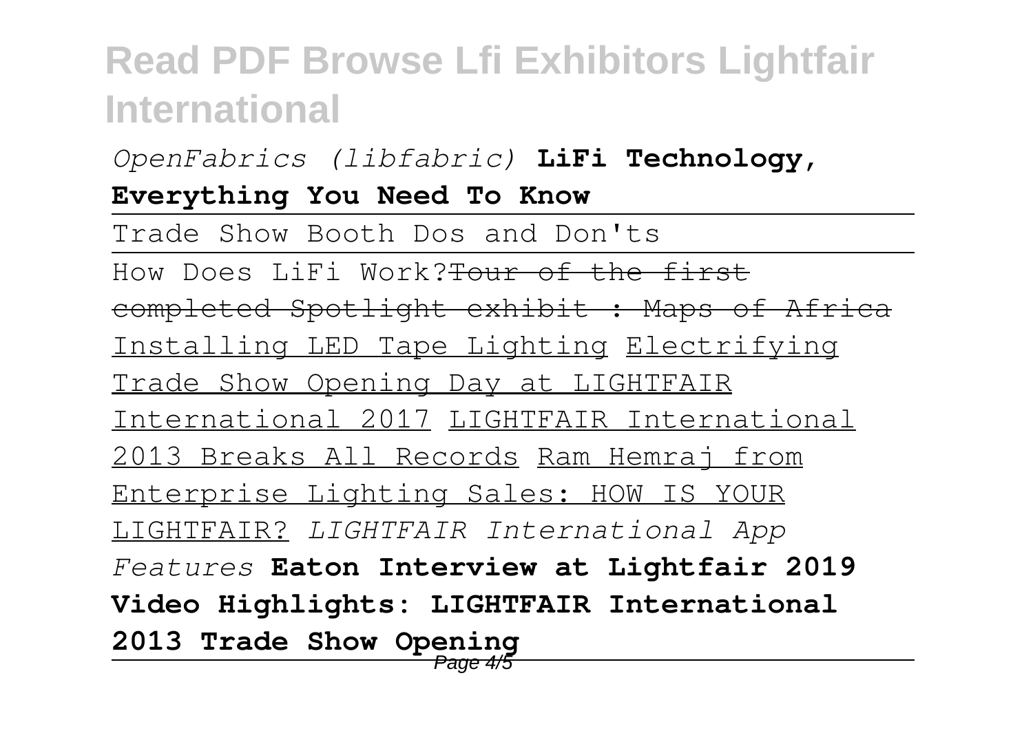*OpenFabrics (libfabric)* **LiFi Technology, Everything You Need To Know**

Trade Show Booth Dos and Don'ts

How Does LiFi Work?~~Tour of the first completed Spotlight exhibit : Maps of Africa~~ Installing LED Tape Lighting Electrifying Trade Show Opening Day at LIGHTFAIR International 2017 LIGHTFAIR International 2013 Breaks All Records Ram Hemraj from Enterprise Lighting Sales: HOW IS YOUR LIGHTFAIR? *LIGHTFAIR International App Features* **Eaton Interview at Lightfair 2019 Video Highlights: LIGHTFAIR International 2013 Trade Show Opening**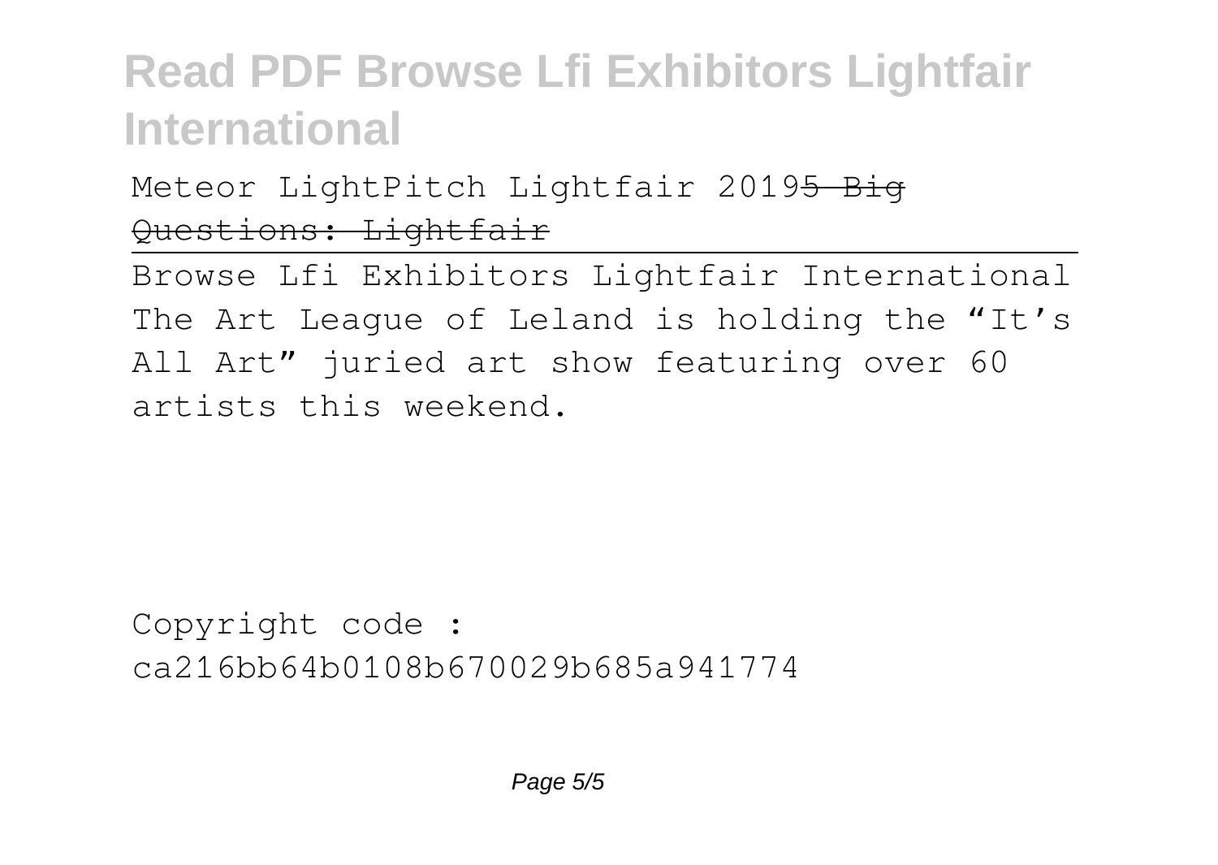Meteor LightPitch Lightfair 2019~~5 Big Questions: Lightfair~~

Browse Lfi Exhibitors Lightfair International
The Art League of Leland is holding the "It's All Art" juried art show featuring over 60 artists this weekend.

Copyright code : ca216bb64b0108b670029b685a941774